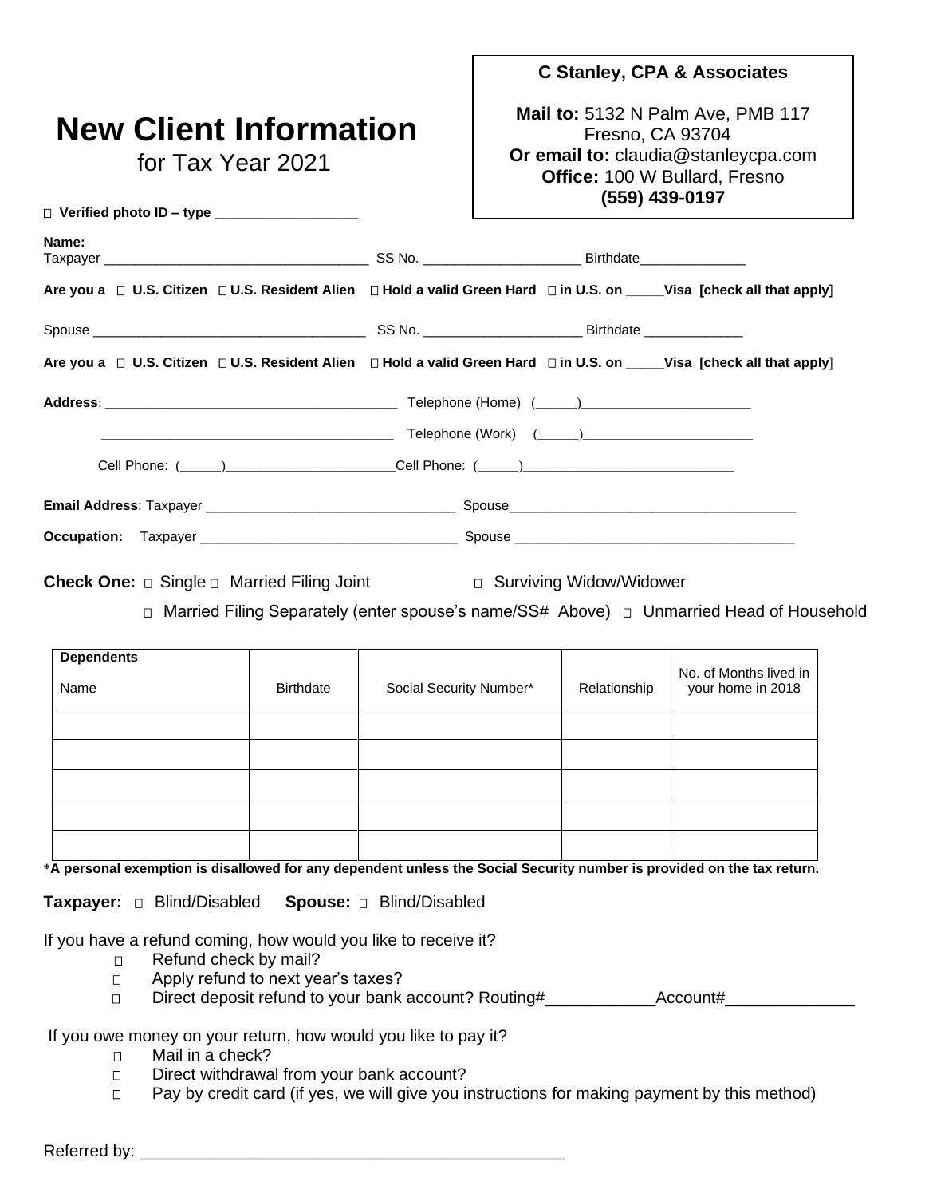# New Client Information

for Tax Year 2021

**C Stanley, CPA & Associates**

**Mail to:** 5132 N Palm Ave, PMB 117
Fresno, CA 93704
**Or email to:** claudia@stanleycpa.com
**Office:** 100 W Bullard, Fresno
**(559) 439-0197**

☐ **Verified photo ID – type ___________________**

**Name:**
Taxpayer ___________________________________ SS No. ____________________ Birthdate______________

**Are you a ☐ U.S. Citizen ☐ U.S. Resident Alien ☐ Hold a valid Green Hard ☐ in U.S. on _____Visa [check all that apply]**

Spouse _____________________________________ SS No. ____________________ Birthdate _____________

**Are you a ☐ U.S. Citizen ☐ U.S. Resident Alien ☐ Hold a valid Green Hard ☐ in U.S. on _____Visa [check all that apply]**

**Address**: ________________________________________ Telephone (Home) (_____)_______________________

________________________________________ Telephone (Work) (_____)_______________________

Cell Phone: (_____)_______________________Cell Phone: (_____)____________________________

**Email Address**: Taxpayer _________________________________ Spouse_______________________________________

**Occupation:** Taxpayer __________________________________ Spouse _____________________________________

**Check One:** ☐ Single ☐ Married Filing Joint ☐ Surviving Widow/Widower

☐ Married Filing Separately (enter spouse's name/SS# Above) ☐ Unmarried Head of Household

| Dependents<br><br>Name | Birthdate | Social Security Number* | Relationship | No. of Months lived in your home in 2018 |
|---|---|---|---|---|
| | | | | |
| | | | | |
| | | | | |
| | | | | |
| | | | | |

**\*A personal exemption is disallowed for any dependent unless the Social Security number is provided on the tax return.**

**Taxpayer:** ☐ Blind/Disabled **Spouse:** ☐ Blind/Disabled

If you have a refund coming, how would you like to receive it?

- ☐ Refund check by mail?
- ☐ Apply refund to next year's taxes?
- ☐ Direct deposit refund to your bank account? Routing#____________Account#______________

If you owe money on your return, how would you like to pay it?

- ☐ Mail in a check?
- ☐ Direct withdrawal from your bank account?
- ☐ Pay by credit card (if yes, we will give you instructions for making payment by this method)

Referred by: _______________________________________________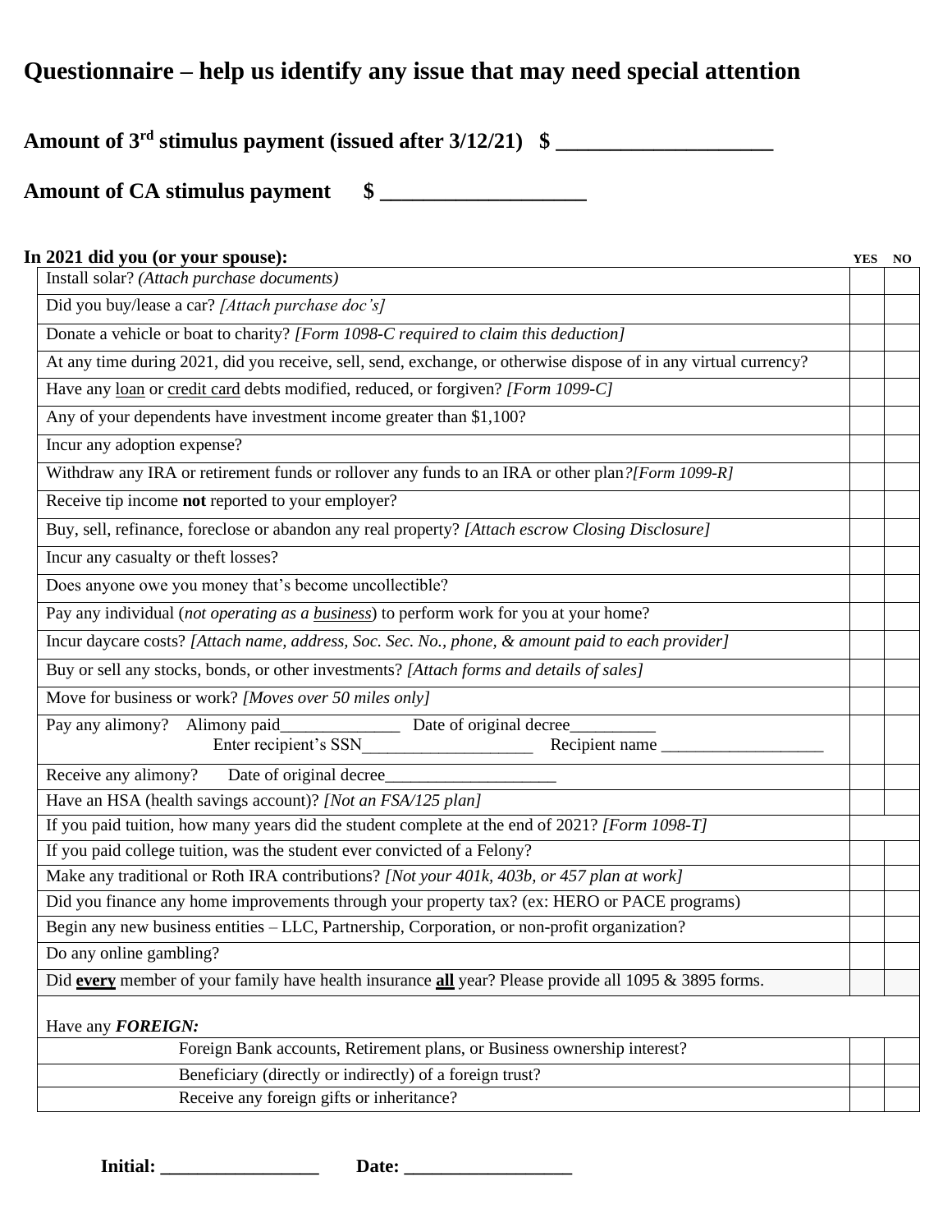# Questionnaire – help us identify any issue that may need special attention

**Amount of 3rd stimulus payment (issued after 3/12/21) $ ____________________**

**Amount of CA stimulus payment $ ___________________**

**In 2021 did you (or your spouse):**

| | YES | NO |
|---|---|---|
| Install solar? *(Attach purchase documents)* | | |
| Did you buy/lease a car? *[Attach purchase doc's]* | | |
| Donate a vehicle or boat to charity? *[Form 1098-C required to claim this deduction]* | | |
| At any time during 2021, did you receive, sell, send, exchange, or otherwise dispose of in any virtual currency? | | |
| Have any loan or credit card debts modified, reduced, or forgiven? *[Form 1099-C]* | | |
| Any of your dependents have investment income greater than $1,100? | | |
| Incur any adoption expense? | | |
| Withdraw any IRA or retirement funds or rollover any funds to an IRA or other plan*?[Form 1099-R]* | | |
| Receive tip income **not** reported to your employer? | | |
| Buy, sell, refinance, foreclose or abandon any real property? *[Attach escrow Closing Disclosure]* | | |
| Incur any casualty or theft losses? | | |
| Does anyone owe you money that's become uncollectible? | | |
| Pay any individual (*not operating as a business*) to perform work for you at your home? | | |
| Incur daycare costs? *[Attach name, address, Soc. Sec. No., phone, & amount paid to each provider]* | | |
| Buy or sell any stocks, bonds, or other investments? *[Attach forms and details of sales]* | | |
| Move for business or work? *[Moves over 50 miles only]* | | |
| Pay any alimony? Alimony paid______________ Date of original decree__________ Enter recipient's SSN____________________ Recipient name ___________________ | | |
| Receive any alimony? Date of original decree____________________ | | |
| Have an HSA (health savings account)? *[Not an FSA/125 plan]* | | |
| If you paid tuition, how many years did the student complete at the end of 2021? *[Form 1098-T]* | | |
| If you paid college tuition, was the student ever convicted of a Felony? | | |
| Make any traditional or Roth IRA contributions? *[Not your 401k, 403b, or 457 plan at work]* | | |
| Did you finance any home improvements through your property tax? (ex: HERO or PACE programs) | | |
| Begin any new business entities – LLC, Partnership, Corporation, or non-profit organization? | | |
| Do any online gambling? | | |
| Did **every** member of your family have health insurance **all** year? Please provide all 1095 & 3895 forms. | | |
| Have any ***FOREIGN:*** | | |
| Foreign Bank accounts, Retirement plans, or Business ownership interest? | | |
| Beneficiary (directly or indirectly) of a foreign trust? | | |
| Receive any foreign gifts or inheritance? | | |

**Initial: _________________ Date: __________________**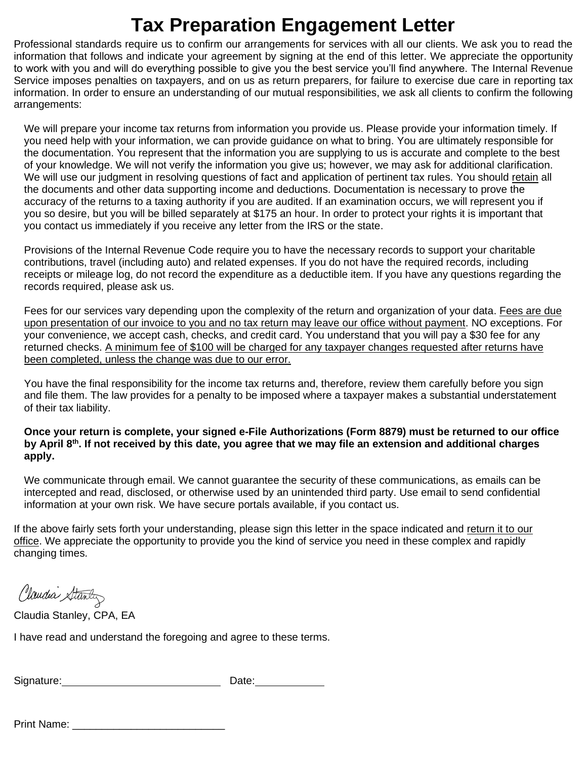# Tax Preparation Engagement Letter

Professional standards require us to confirm our arrangements for services with all our clients. We ask you to read the information that follows and indicate your agreement by signing at the end of this letter. We appreciate the opportunity to work with you and will do everything possible to give you the best service you'll find anywhere. The Internal Revenue Service imposes penalties on taxpayers, and on us as return preparers, for failure to exercise due care in reporting tax information. In order to ensure an understanding of our mutual responsibilities, we ask all clients to confirm the following arrangements:

We will prepare your income tax returns from information you provide us. Please provide your information timely. If you need help with your information, we can provide guidance on what to bring. You are ultimately responsible for the documentation. You represent that the information you are supplying to us is accurate and complete to the best of your knowledge. We will not verify the information you give us; however, we may ask for additional clarification. We will use our judgment in resolving questions of fact and application of pertinent tax rules. You should <u>retain</u> all the documents and other data supporting income and deductions. Documentation is necessary to prove the accuracy of the returns to a taxing authority if you are audited. If an examination occurs, we will represent you if you so desire, but you will be billed separately at $175 an hour. In order to protect your rights it is important that you contact us immediately if you receive any letter from the IRS or the state.

Provisions of the Internal Revenue Code require you to have the necessary records to support your charitable contributions, travel (including auto) and related expenses. If you do not have the required records, including receipts or mileage log, do not record the expenditure as a deductible item. If you have any questions regarding the records required, please ask us.

Fees for our services vary depending upon the complexity of the return and organization of your data. <u>Fees are due upon presentation of our invoice to you and no tax return may leave our office without payment</u>. NO exceptions. For your convenience, we accept cash, checks, and credit card. You understand that you will pay a $30 fee for any returned checks. <u>A minimum fee of $100 will be charged for any taxpayer changes requested after returns have been completed, unless the change was due to our error.</u>

You have the final responsibility for the income tax returns and, therefore, review them carefully before you sign and file them. The law provides for a penalty to be imposed where a taxpayer makes a substantial understatement of their tax liability.

**Once your return is complete, your signed e-File Authorizations (Form 8879) must be returned to our office by April 8th. If not received by this date, you agree that we may file an extension and additional charges apply.**

We communicate through email. We cannot guarantee the security of these communications, as emails can be intercepted and read, disclosed, or otherwise used by an unintended third party. Use email to send confidential information at your own risk. We have secure portals available, if you contact us.

If the above fairly sets forth your understanding, please sign this letter in the space indicated and <u>return it to our office</u>. We appreciate the opportunity to provide you the kind of service you need in these complex and rapidly changing times.

Claudia Stanley

Claudia Stanley, CPA, EA

I have read and understand the foregoing and agree to these terms.

Signature:___________________________ Date:___________

Print Name: __________________________